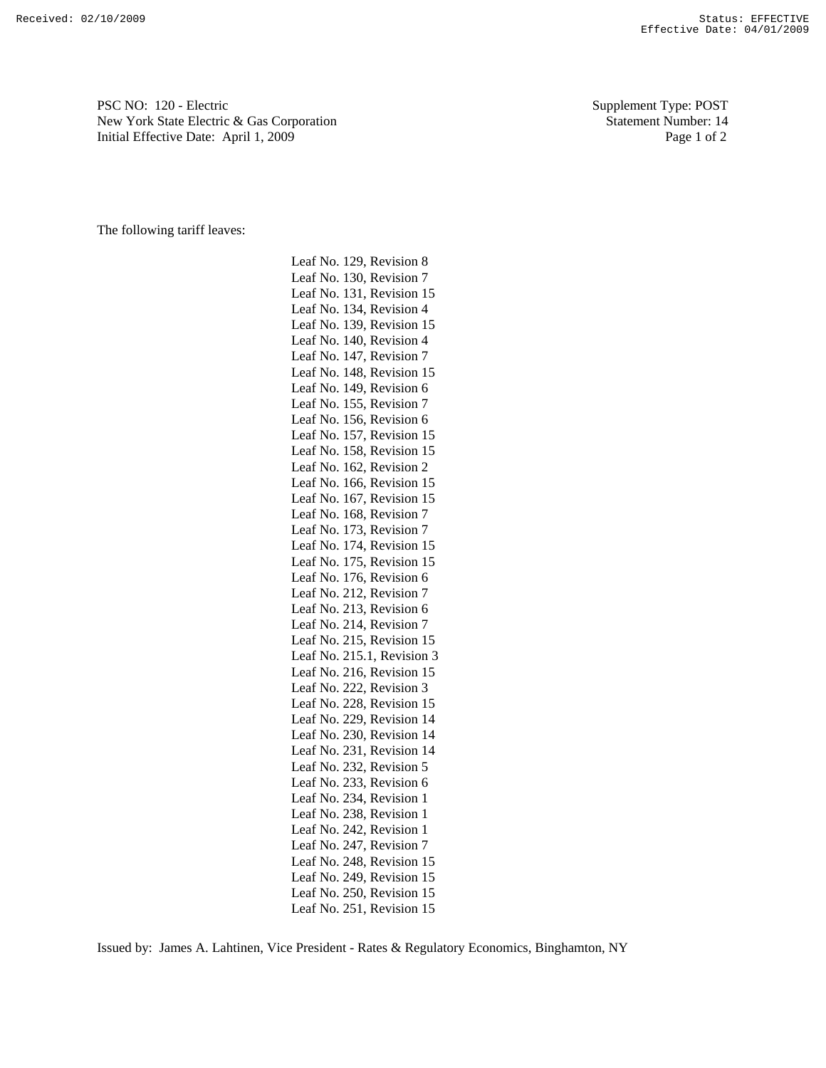Received: 02/10/2009 Status: EFFECTIVE
Effective Date: 04/01/2009

PSC NO: 120 - Electric
New York State Electric & Gas Corporation
Initial Effective Date: April 1, 2009

Supplement Type: POST
Statement Number: 14

The following tariff leaves:

Leaf No. 129, Revision 8
Leaf No. 130, Revision 7
Leaf No. 131, Revision 15
Leaf No. 134, Revision 4
Leaf No. 139, Revision 15
Leaf No. 140, Revision 4
Leaf No. 147, Revision 7
Leaf No. 148, Revision 15
Leaf No. 149, Revision 6
Leaf No. 155, Revision 7
Leaf No. 156, Revision 6
Leaf No. 157, Revision 15
Leaf No. 158, Revision 15
Leaf No. 162, Revision 2
Leaf No. 166, Revision 15
Leaf No. 167, Revision 15
Leaf No. 168, Revision 7
Leaf No. 173, Revision 7
Leaf No. 174, Revision 15
Leaf No. 175, Revision 15
Leaf No. 176, Revision 6
Leaf No. 212, Revision 7
Leaf No. 213, Revision 6
Leaf No. 214, Revision 7
Leaf No. 215, Revision 15
Leaf No. 215.1, Revision 3
Leaf No. 216, Revision 15
Leaf No. 222, Revision 3
Leaf No. 228, Revision 15
Leaf No. 229, Revision 14
Leaf No. 230, Revision 14
Leaf No. 231, Revision 14
Leaf No. 232, Revision 5
Leaf No. 233, Revision 6
Leaf No. 234, Revision 1
Leaf No. 238, Revision 1
Leaf No. 242, Revision 1
Leaf No. 247, Revision 7
Leaf No. 248, Revision 15
Leaf No. 249, Revision 15
Leaf No. 250, Revision 15
Leaf No. 251, Revision 15

Issued by: James A. Lahtinen, Vice President - Rates & Regulatory Economics, Binghamton, NY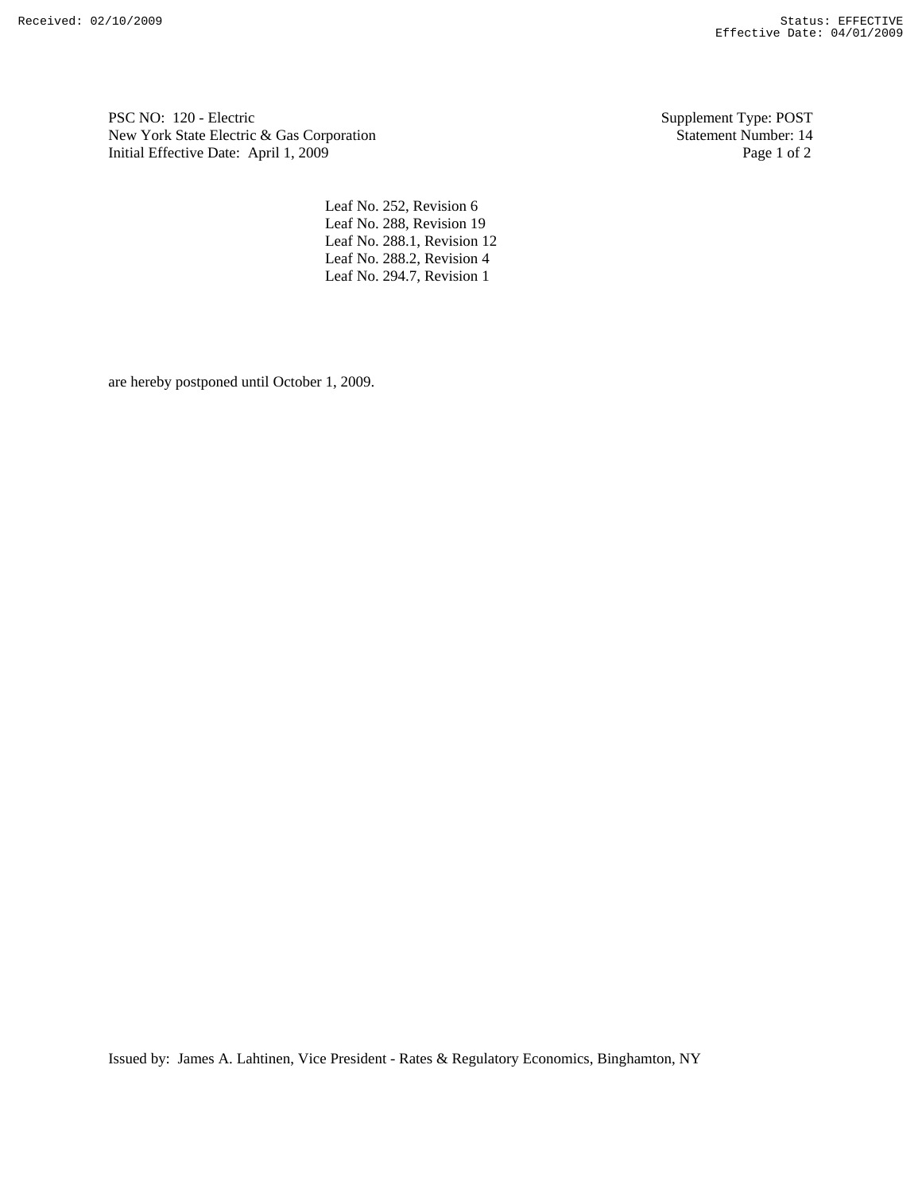PSC NO: 120 - Electric
New York State Electric & Gas Corporation
Initial Effective Date: April 1, 2009

Supplement Type: POST
Statement Number: 14

Leaf No. 252, Revision 6
Leaf No. 288, Revision 19
Leaf No. 288.1, Revision 12
Leaf No. 288.2, Revision 4
Leaf No. 294.7, Revision 1

are hereby postponed until October 1, 2009.

Issued by: James A. Lahtinen, Vice President - Rates & Regulatory Economics, Binghamton, NY